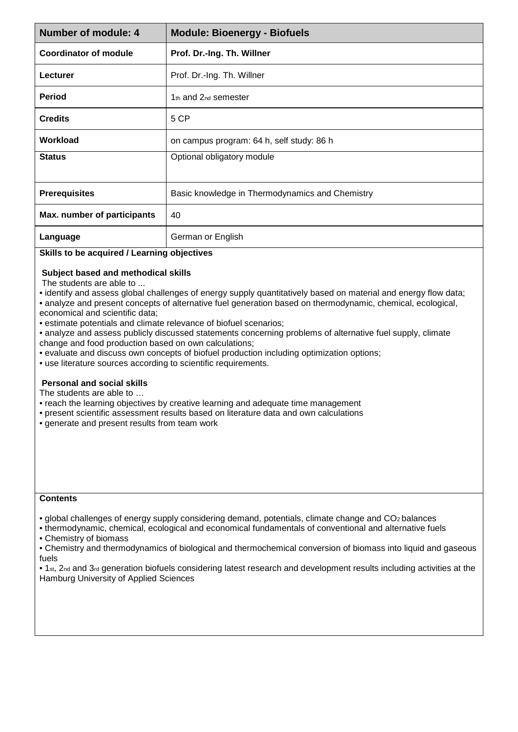| Number of module: 4 | Module: Bioenergy - Biofuels |
|---|---|
| **Coordinator of module** | **Prof. Dr.-Ing. Th. Willner** |
| **Lecturer** | Prof. Dr.-Ing. Th. Willner |
| **Period** | 1th and 2nd semester |
| **Credits** | 5 CP |
| **Workload** | on campus program: 64 h, self study: 86 h |
| **Status** | Optional obligatory module |
| **Prerequisites** | Basic knowledge in Thermodynamics and Chemistry |
| **Max. number of participants** | 40 |
| **Language** | German or English |

**Skills to be acquired / Learning objectives**

**Subject based and methodical skills**

The students are able to ...

- identify and assess global challenges of energy supply quantitatively based on material and energy flow data;
- analyze and present concepts of alternative fuel generation based on thermodynamic, chemical, ecological, economical and scientific data;
- estimate potentials and climate relevance of biofuel scenarios;
- analyze and assess publicly discussed statements concerning problems of alternative fuel supply, climate change and food production based on own calculations;
- evaluate and discuss own concepts of biofuel production including optimization options;
- use literature sources according to scientific requirements.

**Personal and social skills**

The students are able to …

- reach the learning objectives by creative learning and adequate time management
- present scientific assessment results based on literature data and own calculations
- generate and present results from team work

**Contents**

- global challenges of energy supply considering demand, potentials, climate change and $CO_2$ balances
- thermodynamic, chemical, ecological and economical fundamentals of conventional and alternative fuels
- Chemistry of biomass
- Chemistry and thermodynamics of biological and thermochemical conversion of biomass into liquid and gaseous fuels
- 1st, 2nd and 3rd generation biofuels considering latest research and development results including activities at the Hamburg University of Applied Sciences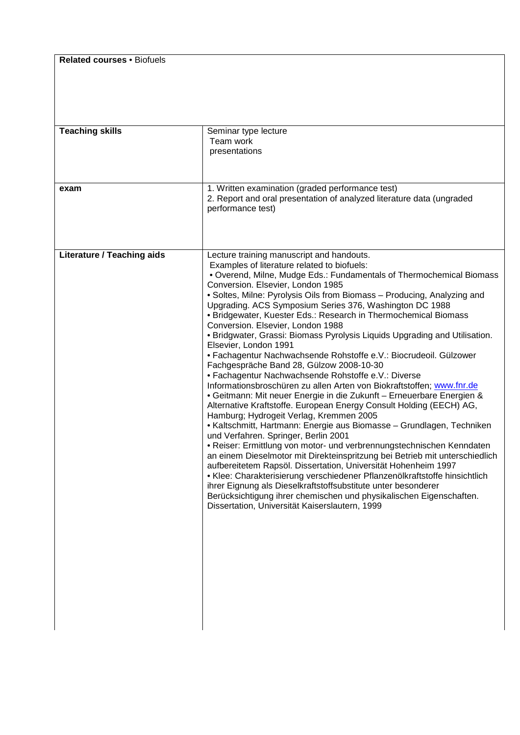| | |
|---|---|
| **Related courses** • Biofuels | |
| **Teaching skills** | Seminar type lecture<br>Team work<br>presentations |
| **exam** | 1. Written examination (graded performance test)<br>2. Report and oral presentation of analyzed literature data (ungraded performance test) |
| **Literature / Teaching aids** | Lecture training manuscript and handouts.<br>Examples of literature related to biofuels:<br>• Overend, Milne, Mudge Eds.: Fundamentals of Thermochemical Biomass Conversion. Elsevier, London 1985<br>• Soltes, Milne: Pyrolysis Oils from Biomass – Producing, Analyzing and Upgrading. ACS Symposium Series 376, Washington DC 1988<br>• Bridgewater, Kuester Eds.: Research in Thermochemical Biomass Conversion. Elsevier, London 1988<br>• Bridgwater, Grassi: Biomass Pyrolysis Liquids Upgrading and Utilisation. Elsevier, London 1991<br>• Fachagentur Nachwachsende Rohstoffe e.V.: Biocrudeoil. Gülzower Fachgespräche Band 28, Gülzow 2008-10-30<br>• Fachagentur Nachwachsende Rohstoffe e.V.: Diverse Informationsbroschüren zu allen Arten von Biokraftstoffen; www.fnr.de<br>• Geitmann: Mit neuer Energie in die Zukunft – Erneuerbare Energien & Alternative Kraftstoffe. European Energy Consult Holding (EECH) AG, Hamburg; Hydrogeit Verlag, Kremmen 2005<br>• Kaltschmitt, Hartmann: Energie aus Biomasse – Grundlagen, Techniken und Verfahren. Springer, Berlin 2001<br>• Reiser: Ermittlung von motor- und verbrennungstechnischen Kenndaten an einem Dieselmotor mit Direkteinspritzung bei Betrieb mit unterschiedlich aufbereitetem Rapsöl. Dissertation, Universität Hohenheim 1997<br>• Klee: Charakterisierung verschiedener Pflanzenölkraftstoffe hinsichtlich ihrer Eignung als Dieselkraftstoffsubstitute unter besonderer Berücksichtigung ihrer chemischen und physikalischen Eigenschaften. Dissertation, Universität Kaiserslautern, 1999 |